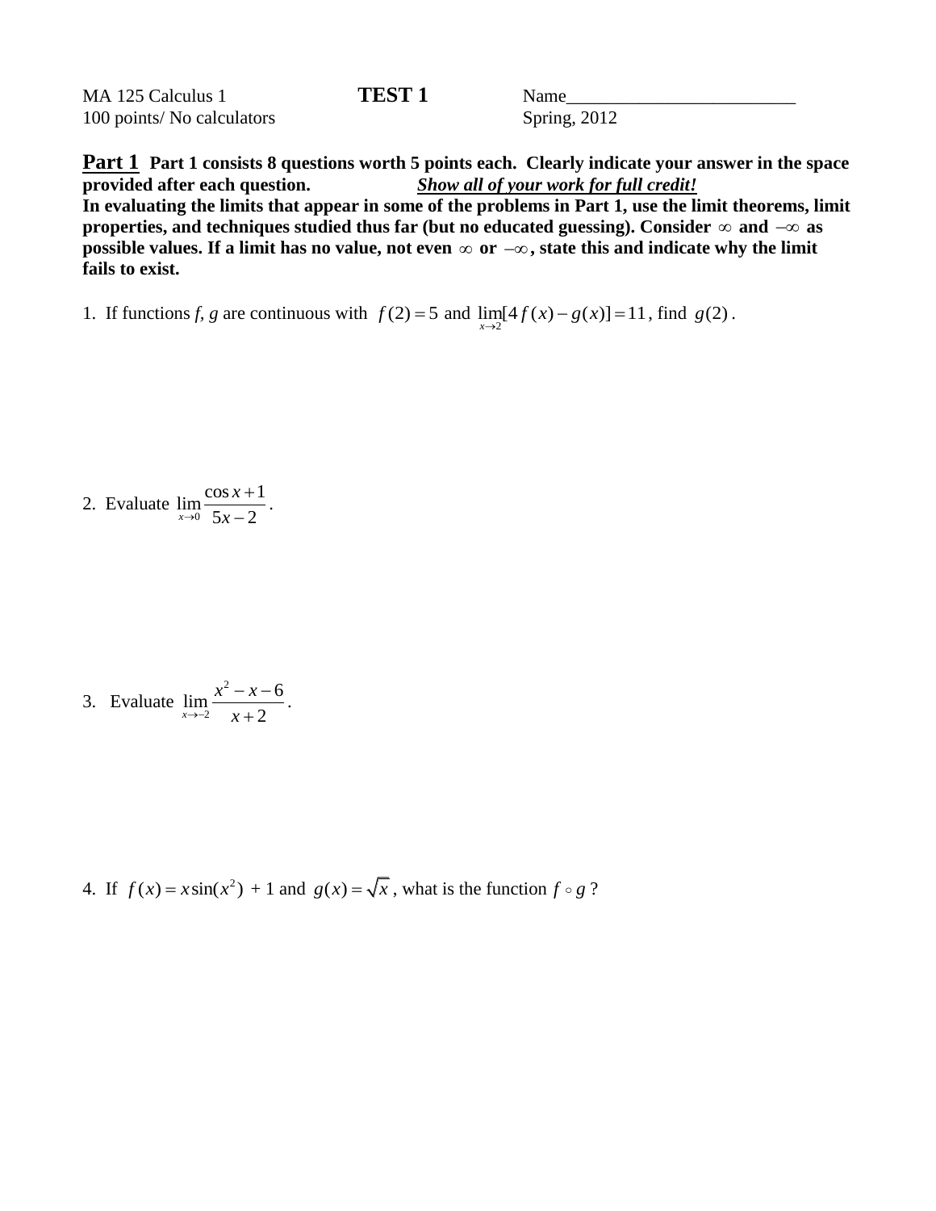MA 125 Calculus 1 **TEST 1** Name_________________________

100 points/ No calculators Spring, 2012

**Part 1** **Part 1 consists 8 questions worth 5 points each. Clearly indicate your answer in the space provided after each question.** ***Show all of your work for full credit!***
**In evaluating the limits that appear in some of the problems in Part 1, use the limit theorems, limit properties, and techniques studied thus far (but no educated guessing). Consider $\infty$ and $-\infty$ as possible values. If a limit has no value, not even $\infty$ or $-\infty$, state this and indicate why the limit fails to exist.**

1. If functions *f*, *g* are continuous with $f(2) = 5$ and $\lim_{x \to 2}[4f(x) - g(x)] = 11$, find $g(2)$.

2. Evaluate $\lim_{x \to 0} \dfrac{\cos x + 1}{5x - 2}$.

3. Evaluate $\lim_{x \to -2} \dfrac{x^2 - x - 6}{x + 2}$.

4. If $f(x) = x\sin(x^2) + 1$ and $g(x) = \sqrt{x}$, what is the function $f \circ g$ ?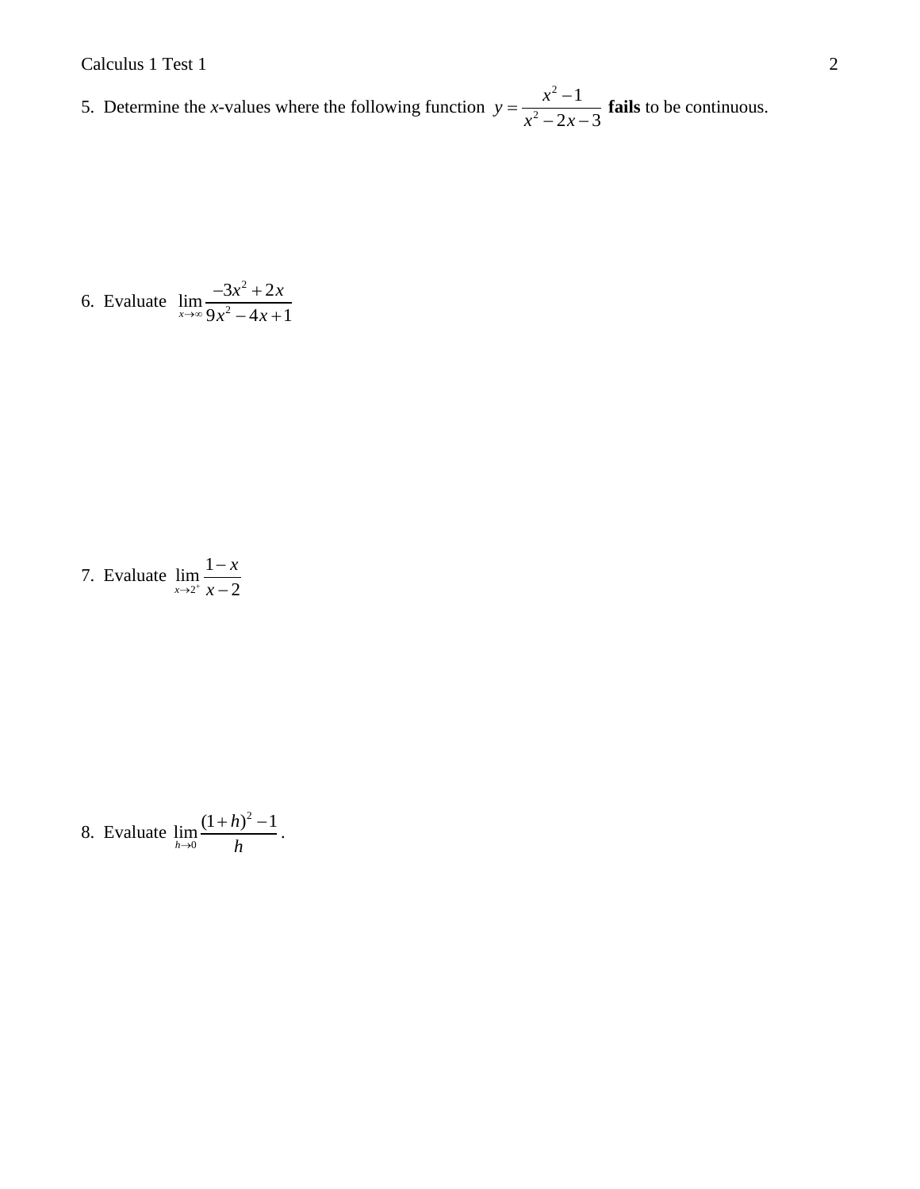5. Determine the *x*-values where the following function $y = \dfrac{x^2 - 1}{x^2 - 2x - 3}$ **fails** to be continuous.

6. Evaluate $\lim\limits_{x \to \infty} \dfrac{-3x^2 + 2x}{9x^2 - 4x + 1}$

7. Evaluate $\lim\limits_{x \to 2^+} \dfrac{1 - x}{x - 2}$

8. Evaluate $\lim\limits_{h \to 0} \dfrac{(1+h)^2 - 1}{h}$ .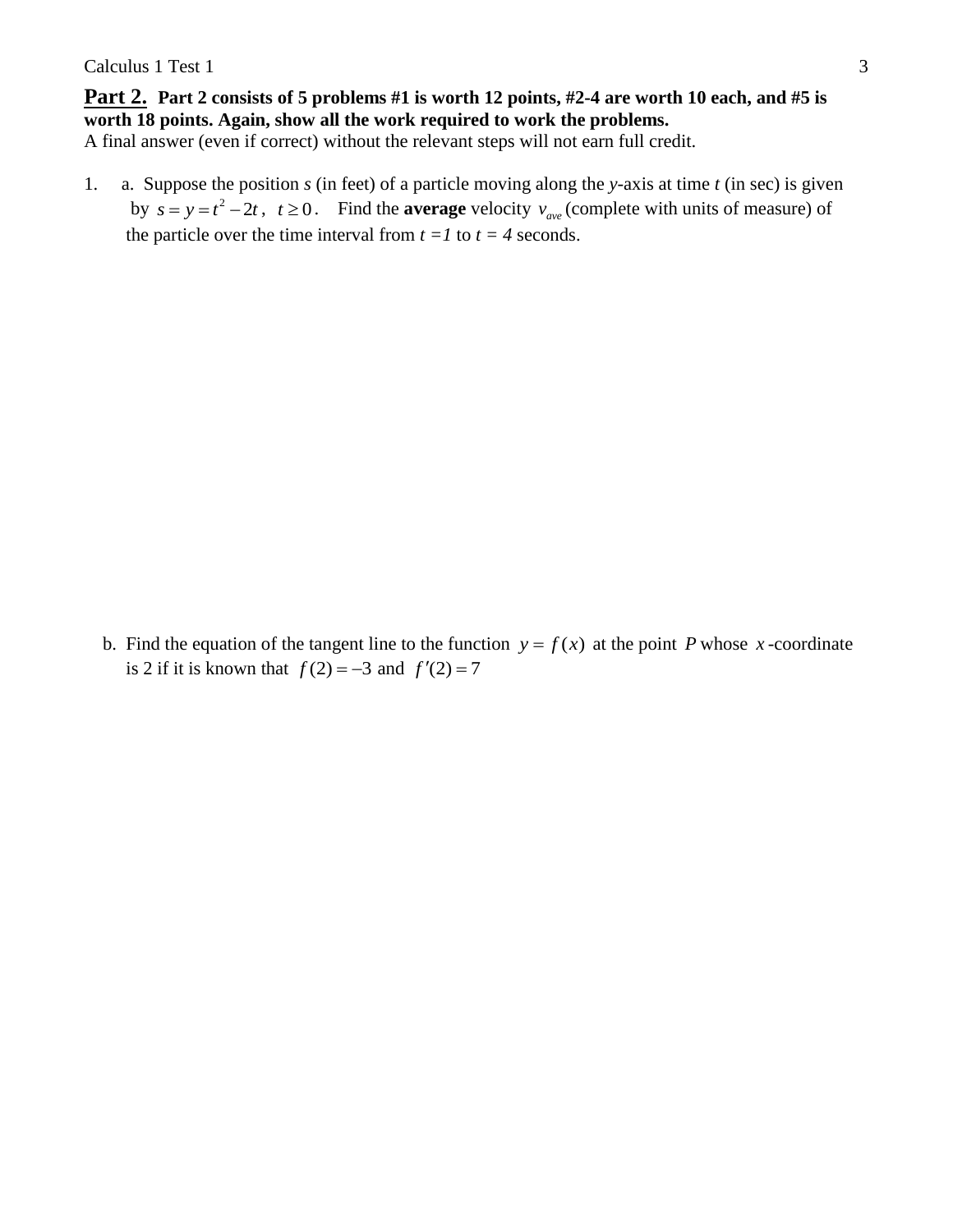**Part 2.** **Part 2 consists of 5 problems #1 is worth 12 points, #2-4 are worth 10 each, and #5 is worth 18 points. Again, show all the work required to work the problems.**
A final answer (even if correct) without the relevant steps will not earn full credit.

1. a. Suppose the position *s* (in feet) of a particle moving along the *y*-axis at time *t* (in sec) is given by $s = y = t^2 - 2t$, $t \geq 0$. Find the **average** velocity $v_{ave}$ (complete with units of measure) of the particle over the time interval from $t = 1$ to $t = 4$ seconds.

   b. Find the equation of the tangent line to the function $y = f(x)$ at the point $P$ whose $x$-coordinate is 2 if it is known that $f(2) = -3$ and $f'(2) = 7$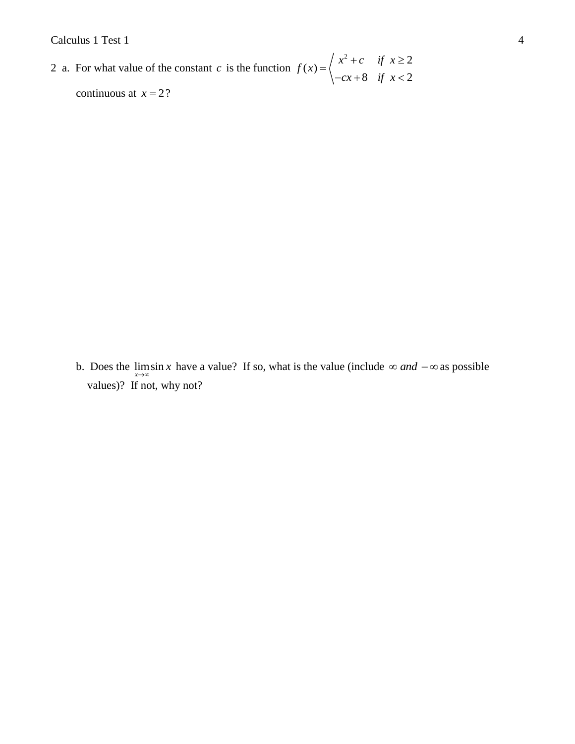2 a. For what value of the constant $c$ is the function $f(x) = \begin{cases} x^2 + c & if \;\; x \geq 2 \\ -cx + 8 & if \;\; x < 2 \end{cases}$ continuous at $x = 2$?

b. Does the $\lim_{x \to \infty} \sin x$ have a value? If so, what is the value (include $\infty$ *and* $-\infty$ as possible values)? If not, why not?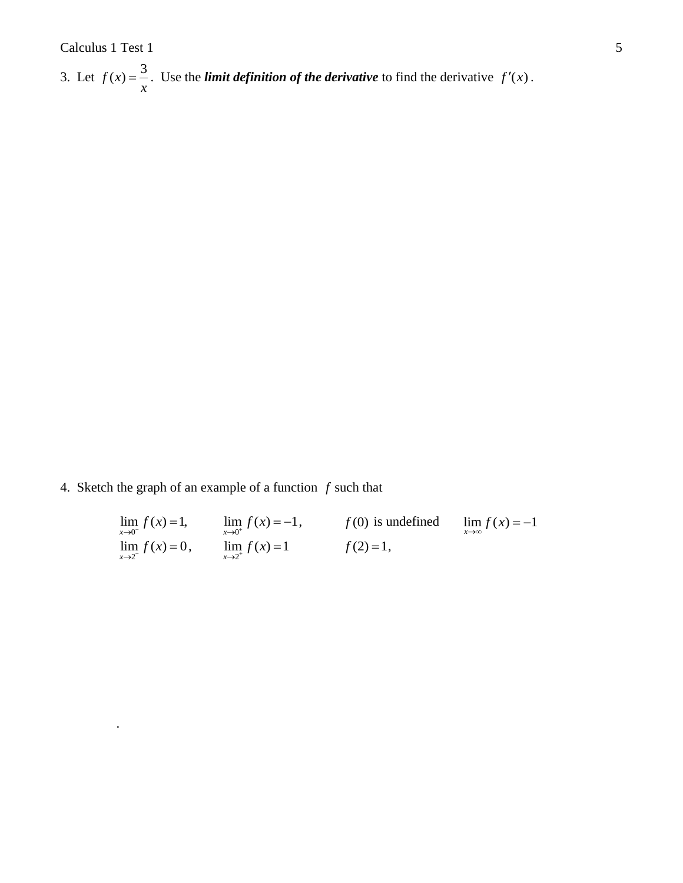3. Let $f(x) = \dfrac{3}{x}$. Use the ***limit definition of the derivative*** to find the derivative $f'(x)$.

4. Sketch the graph of an example of a function $f$ such that

$\lim_{x \to 0^-} f(x) = 1$, $\quad \lim_{x \to 0^+} f(x) = -1$, $\quad f(0)$ is undefined $\quad \lim_{x \to \infty} f(x) = -1$

$\lim_{x \to 2^-} f(x) = 0$, $\quad \lim_{x \to 2^+} f(x) = 1$ $\quad f(2) = 1$,

.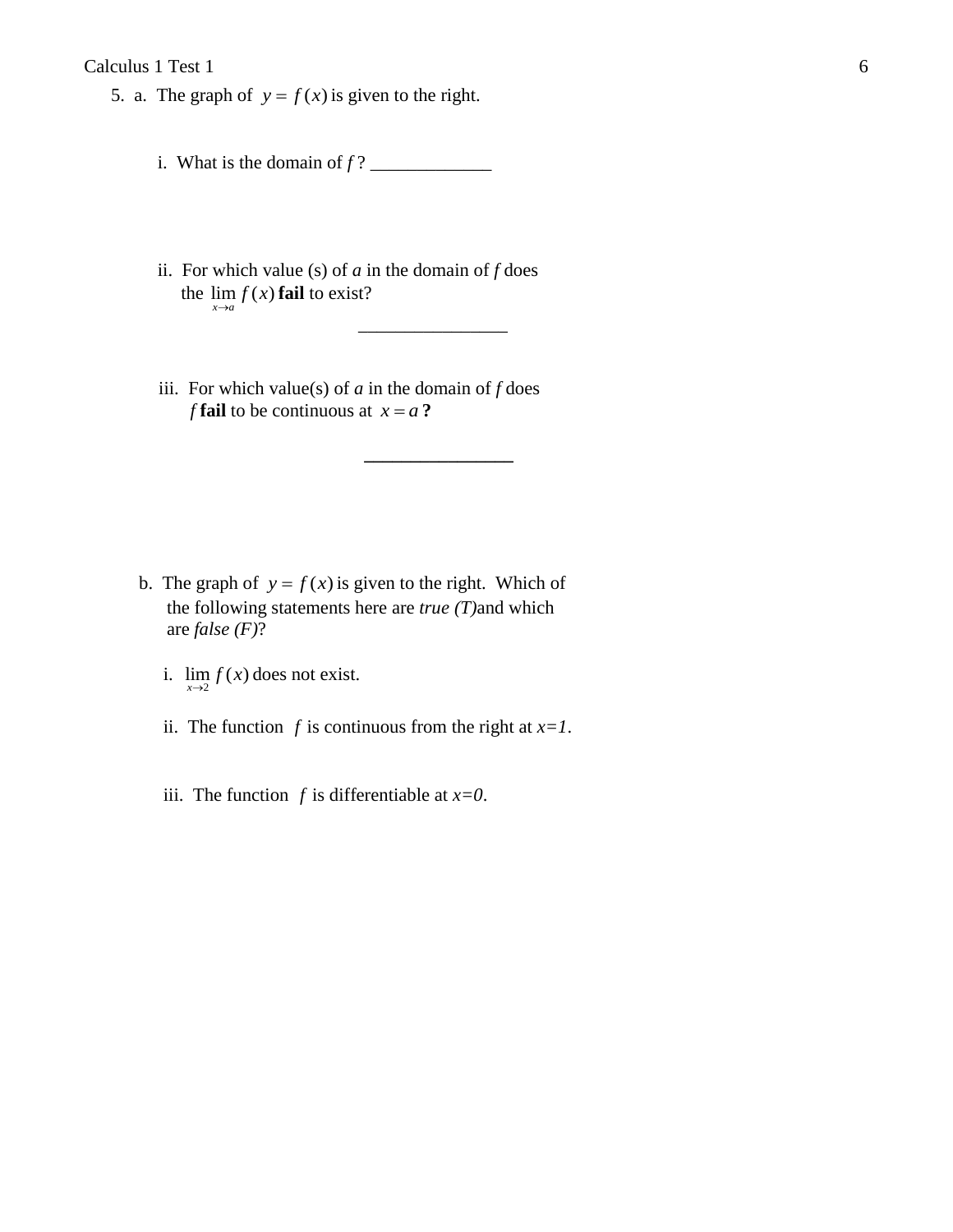5. a. The graph of $y = f(x)$ is given to the right.

i. What is the domain of $f$ ? _____________

ii. For which value (s) of $a$ in the domain of $f$ does the $\lim_{x \to a} f(x)$ **fail** to exist?

________________

iii. For which value(s) of $a$ in the domain of $f$ does $f$ **fail** to be continuous at $x = a$ **?**

________________

b. The graph of $y = f(x)$ is given to the right. Which of the following statements here are *true (T)* and which are *false (F)*?

i. $\lim_{x \to 2} f(x)$ does not exist.

ii. The function $f$ is continuous from the right at $x=1$.

iii. The function $f$ is differentiable at $x=0$.